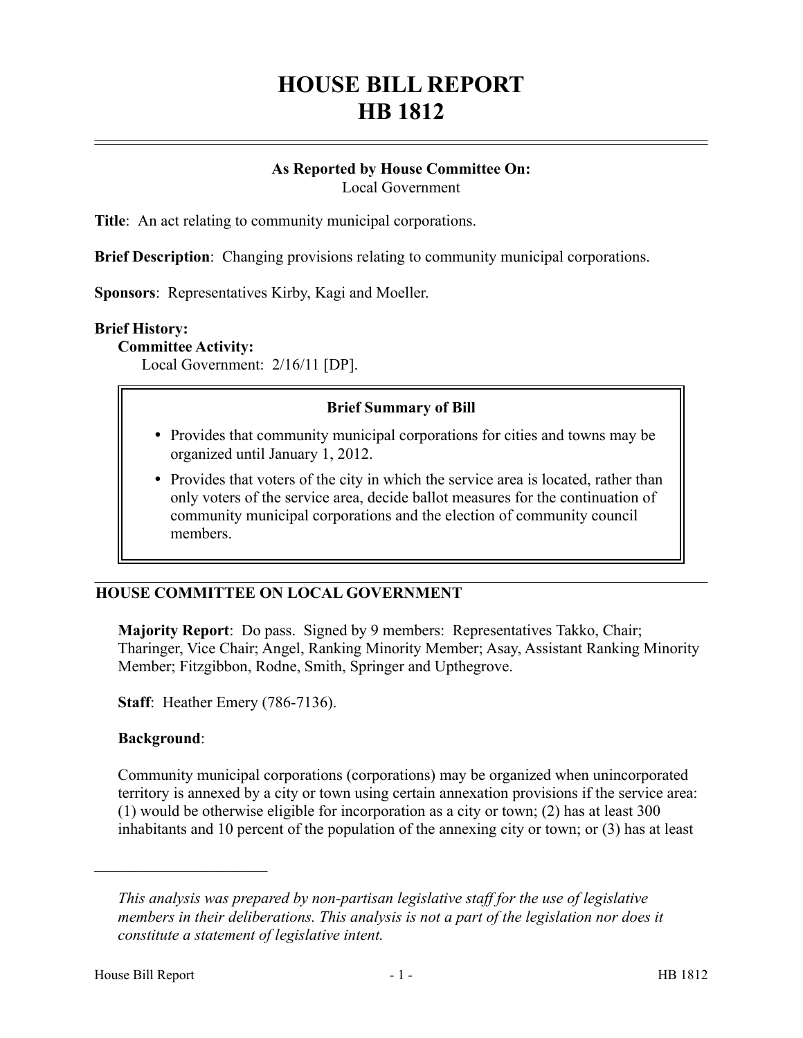# HOUSE BILL REPORT
# HB 1812

**As Reported by House Committee On:**
Local Government

**Title**: An act relating to community municipal corporations.

**Brief Description**: Changing provisions relating to community municipal corporations.

**Sponsors**: Representatives Kirby, Kagi and Moeller.

**Brief History:**

**Committee Activity:**

Local Government: 2/16/11 [DP].

> **Brief Summary of Bill**
>
> - Provides that community municipal corporations for cities and towns may be organized until January 1, 2012.
> - Provides that voters of the city in which the service area is located, rather than only voters of the service area, decide ballot measures for the continuation of community municipal corporations and the election of community council members.

## HOUSE COMMITTEE ON LOCAL GOVERNMENT

**Majority Report**: Do pass. Signed by 9 members: Representatives Takko, Chair; Tharinger, Vice Chair; Angel, Ranking Minority Member; Asay, Assistant Ranking Minority Member; Fitzgibbon, Rodne, Smith, Springer and Upthegrove.

**Staff**: Heather Emery (786-7136).

**Background**:

Community municipal corporations (corporations) may be organized when unincorporated territory is annexed by a city or town using certain annexation provisions if the service area: (1) would be otherwise eligible for incorporation as a city or town; (2) has at least 300 inhabitants and 10 percent of the population of the annexing city or town; or (3) has at least

---

*This analysis was prepared by non-partisan legislative staff for the use of legislative members in their deliberations. This analysis is not a part of the legislation nor does it constitute a statement of legislative intent.*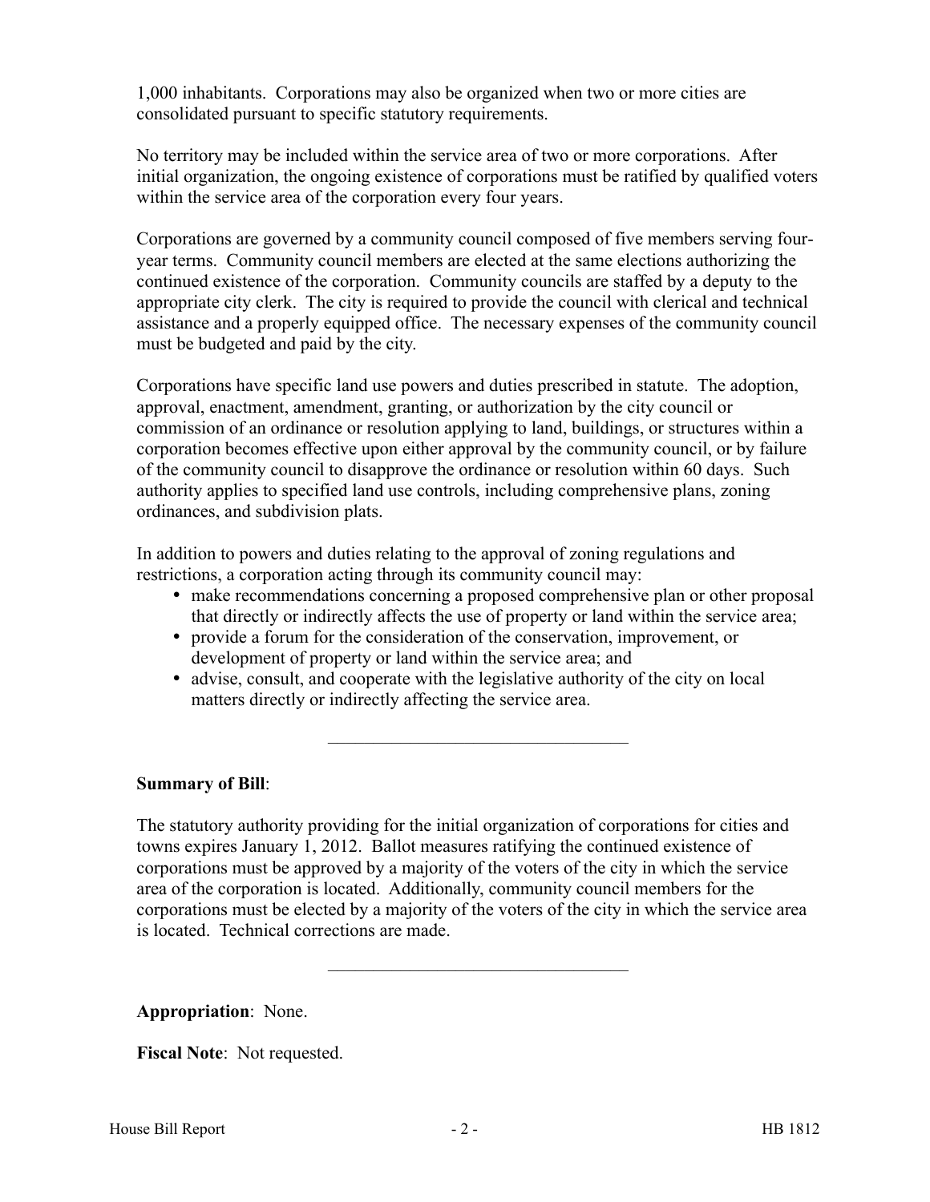1,000 inhabitants. Corporations may also be organized when two or more cities are consolidated pursuant to specific statutory requirements.

No territory may be included within the service area of two or more corporations. After initial organization, the ongoing existence of corporations must be ratified by qualified voters within the service area of the corporation every four years.

Corporations are governed by a community council composed of five members serving four-year terms. Community council members are elected at the same elections authorizing the continued existence of the corporation. Community councils are staffed by a deputy to the appropriate city clerk. The city is required to provide the council with clerical and technical assistance and a properly equipped office. The necessary expenses of the community council must be budgeted and paid by the city.

Corporations have specific land use powers and duties prescribed in statute. The adoption, approval, enactment, amendment, granting, or authorization by the city council or commission of an ordinance or resolution applying to land, buildings, or structures within a corporation becomes effective upon either approval by the community council, or by failure of the community council to disapprove the ordinance or resolution within 60 days. Such authority applies to specified land use controls, including comprehensive plans, zoning ordinances, and subdivision plats.

In addition to powers and duties relating to the approval of zoning regulations and restrictions, a corporation acting through its community council may:

- make recommendations concerning a proposed comprehensive plan or other proposal that directly or indirectly affects the use of property or land within the service area;
- provide a forum for the consideration of the conservation, improvement, or development of property or land within the service area; and
- advise, consult, and cooperate with the legislative authority of the city on local matters directly or indirectly affecting the service area.

---

**Summary of Bill**:

The statutory authority providing for the initial organization of corporations for cities and towns expires January 1, 2012. Ballot measures ratifying the continued existence of corporations must be approved by a majority of the voters of the city in which the service area of the corporation is located. Additionally, community council members for the corporations must be elected by a majority of the voters of the city in which the service area is located. Technical corrections are made.

---

**Appropriation**: None.

**Fiscal Note**: Not requested.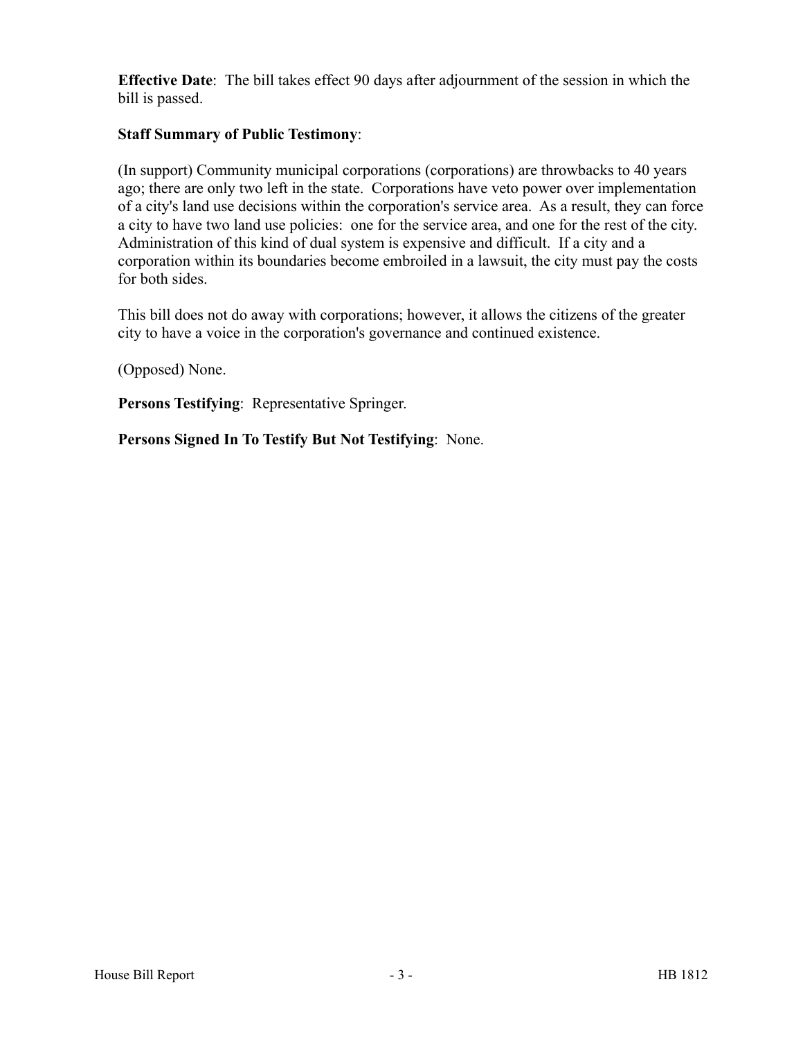**Effective Date**: The bill takes effect 90 days after adjournment of the session in which the bill is passed.

**Staff Summary of Public Testimony**:

(In support) Community municipal corporations (corporations) are throwbacks to 40 years ago; there are only two left in the state. Corporations have veto power over implementation of a city's land use decisions within the corporation's service area. As a result, they can force a city to have two land use policies: one for the service area, and one for the rest of the city. Administration of this kind of dual system is expensive and difficult. If a city and a corporation within its boundaries become embroiled in a lawsuit, the city must pay the costs for both sides.

This bill does not do away with corporations; however, it allows the citizens of the greater city to have a voice in the corporation's governance and continued existence.

(Opposed) None.

**Persons Testifying**: Representative Springer.

**Persons Signed In To Testify But Not Testifying**: None.